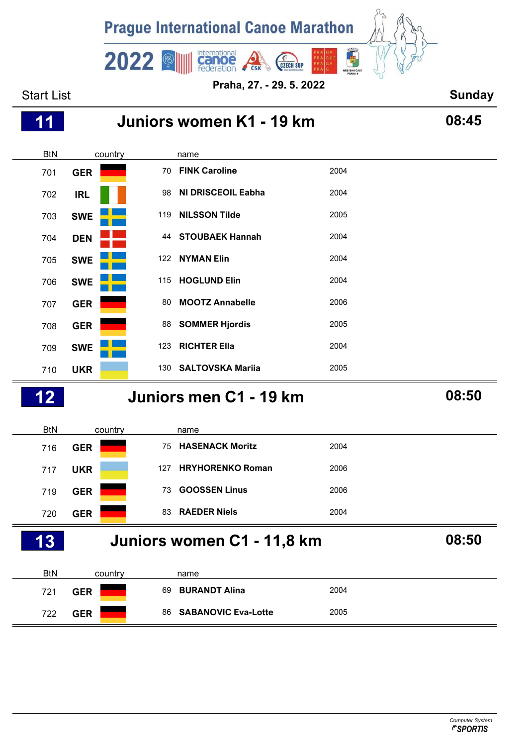# Prague International Canoe Marathon 2022

**Praha, 27. - 29. 5. 2022**

Start List **Sunday**

## 11 Juniors women K1 - 19 km **08:45**

| BtN | country | | name | |
|---|---|---|---|---|
| 701 | GER | 70 | **FINK Caroline** | 2004 |
| 702 | IRL | 98 | **NI DRISCEOIL Eabha** | 2004 |
| 703 | SWE | 119 | **NILSSON Tilde** | 2005 |
| 704 | DEN | 44 | **STOUBAEK Hannah** | 2004 |
| 705 | SWE | 122 | **NYMAN Elin** | 2004 |
| 706 | SWE | 115 | **HOGLUND Elin** | 2004 |
| 707 | GER | 80 | **MOOTZ Annabelle** | 2006 |
| 708 | GER | 88 | **SOMMER Hjordis** | 2005 |
| 709 | SWE | 123 | **RICHTER Ella** | 2004 |
| 710 | UKR | 130 | **SALTOVSKA Mariia** | 2005 |

## 12 Juniors men C1 - 19 km **08:50**

| BtN | country | | name | |
|---|---|---|---|---|
| 716 | GER | 75 | **HASENACK Moritz** | 2004 |
| 717 | UKR | 127 | **HRYHORENKO Roman** | 2006 |
| 719 | GER | 73 | **GOOSSEN Linus** | 2006 |
| 720 | GER | 83 | **RAEDER Niels** | 2004 |

## 13 Juniors women C1 - 11,8 km **08:50**

| BtN | country | | name | |
|---|---|---|---|---|
| 721 | GER | 69 | **BURANDT Alina** | 2004 |
| 722 | GER | 86 | **SABANOVIC Eva-Lotte** | 2005 |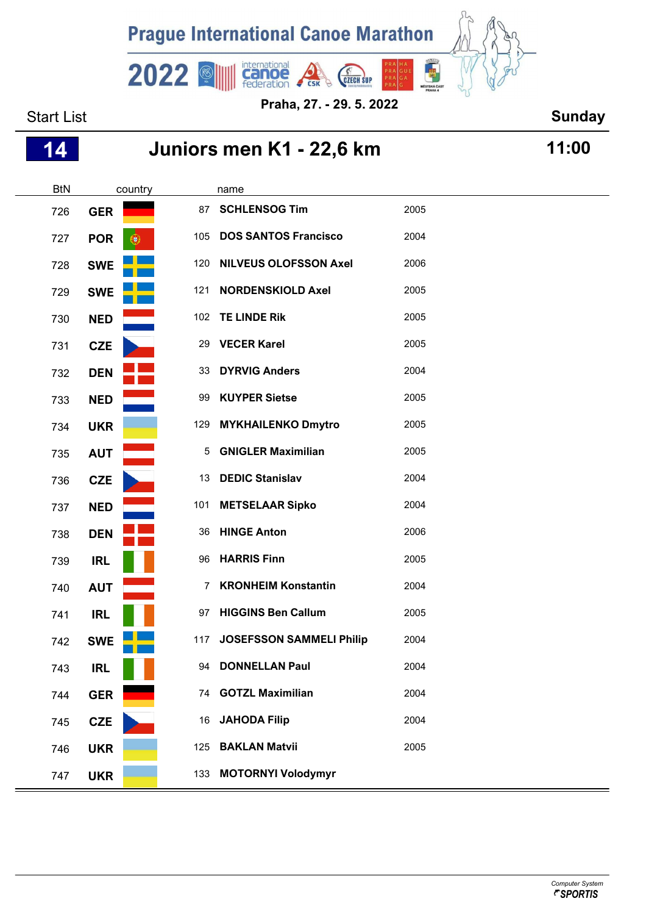# Prague International Canoe Marathon 2022

**Praha, 27. - 29. 5. 2022**

Start List **Sunday**

## 14 Juniors men K1 - 22,6 km **11:00**

| BtN | country | | name | |
|---|---|---|---|---|
| 726 | GER | 87 | **SCHLENSOG Tim** | 2005 |
| 727 | POR | 105 | **DOS SANTOS Francisco** | 2004 |
| 728 | SWE | 120 | **NILVEUS OLOFSSON Axel** | 2006 |
| 729 | SWE | 121 | **NORDENSKIOLD Axel** | 2005 |
| 730 | NED | 102 | **TE LINDE Rik** | 2005 |
| 731 | CZE | 29 | **VECER Karel** | 2005 |
| 732 | DEN | 33 | **DYRVIG Anders** | 2004 |
| 733 | NED | 99 | **KUYPER Sietse** | 2005 |
| 734 | UKR | 129 | **MYKHAILENKO Dmytro** | 2005 |
| 735 | AUT | 5 | **GNIGLER Maximilian** | 2005 |
| 736 | CZE | 13 | **DEDIC Stanislav** | 2004 |
| 737 | NED | 101 | **METSELAAR Sipko** | 2004 |
| 738 | DEN | 36 | **HINGE Anton** | 2006 |
| 739 | IRL | 96 | **HARRIS Finn** | 2005 |
| 740 | AUT | 7 | **KRONHEIM Konstantin** | 2004 |
| 741 | IRL | 97 | **HIGGINS Ben Callum** | 2005 |
| 742 | SWE | 117 | **JOSEFSSON SAMMELI Philip** | 2004 |
| 743 | IRL | 94 | **DONNELLAN Paul** | 2004 |
| 744 | GER | 74 | **GOTZL Maximilian** | 2004 |
| 745 | CZE | 16 | **JAHODA Filip** | 2004 |
| 746 | UKR | 125 | **BAKLAN Matvii** | 2005 |
| 747 | UKR | 133 | **MOTORNYI Volodymyr** | |

Computer System SPORTIS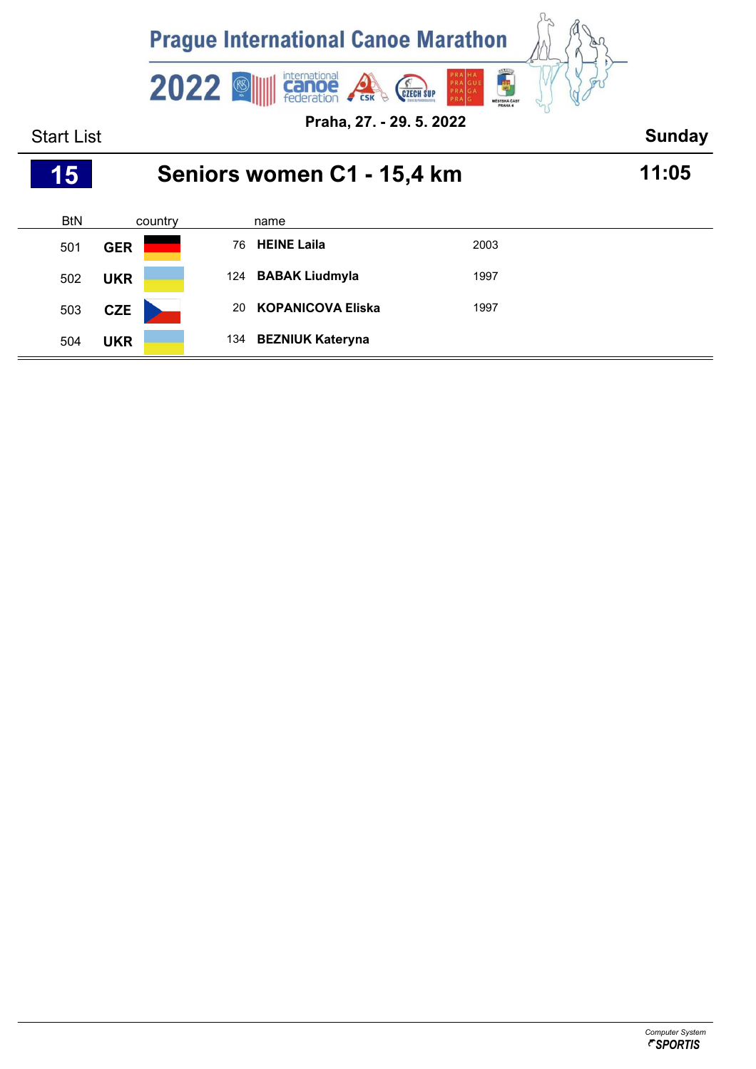# Prague International Canoe Marathon 2022

Praha, 27. - 29. 5. 2022

Start List

Sunday

## 15 Seniors women C1 - 15,4 km

11:05

| BtN | country | | name | |
|---|---|---|---|---|
| 501 | GER | 76 | **HEINE Laila** | 2003 |
| 502 | UKR | 124 | **BABAK Liudmyla** | 1997 |
| 503 | CZE | 20 | **KOPANICOVA Eliska** | 1997 |
| 504 | UKR | 134 | **BEZNIUK Kateryna** | |

*Computer System*
***SPORTIS***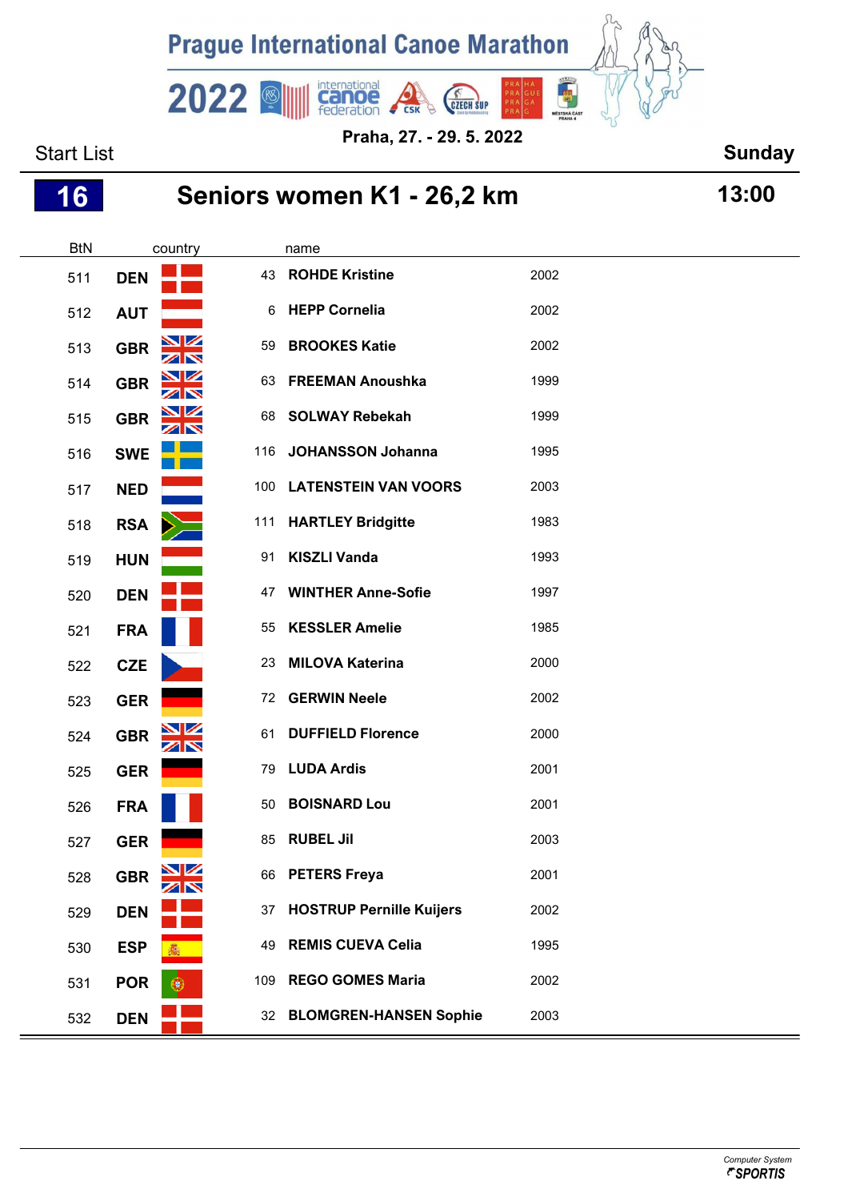# Prague International Canoe Marathon

## 2022

Praha, 27. - 29. 5. 2022

Start List — **Sunday**

## 16 — Seniors women K1 - 26,2 km — 13:00

| BtN | country | | name | |
|---|---|---|---|---|
| 511 | DEN | 43 | **ROHDE Kristine** | 2002 |
| 512 | AUT | 6 | **HEPP Cornelia** | 2002 |
| 513 | GBR | 59 | **BROOKES Katie** | 2002 |
| 514 | GBR | 63 | **FREEMAN Anoushka** | 1999 |
| 515 | GBR | 68 | **SOLWAY Rebekah** | 1999 |
| 516 | SWE | 116 | **JOHANSSON Johanna** | 1995 |
| 517 | NED | 100 | **LATENSTEIN VAN VOORS** | 2003 |
| 518 | RSA | 111 | **HARTLEY Bridgitte** | 1983 |
| 519 | HUN | 91 | **KISZLI Vanda** | 1993 |
| 520 | DEN | 47 | **WINTHER Anne-Sofie** | 1997 |
| 521 | FRA | 55 | **KESSLER Amelie** | 1985 |
| 522 | CZE | 23 | **MILOVA Katerina** | 2000 |
| 523 | GER | 72 | **GERWIN Neele** | 2002 |
| 524 | GBR | 61 | **DUFFIELD Florence** | 2000 |
| 525 | GER | 79 | **LUDA Ardis** | 2001 |
| 526 | FRA | 50 | **BOISNARD Lou** | 2001 |
| 527 | GER | 85 | **RUBEL Jil** | 2003 |
| 528 | GBR | 66 | **PETERS Freya** | 2001 |
| 529 | DEN | 37 | **HOSTRUP Pernille Kuijers** | 2002 |
| 530 | ESP | 49 | **REMIS CUEVA Celia** | 1995 |
| 531 | POR | 109 | **REGO GOMES Maria** | 2002 |
| 532 | DEN | 32 | **BLOMGREN-HANSEN Sophie** | 2003 |

Computer System SPORTIS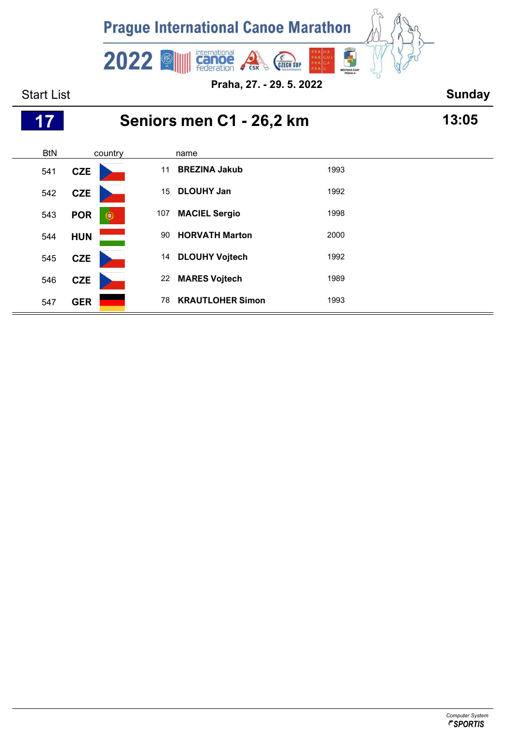# Prague International Canoe Marathon 2022

**Praha, 27. - 29. 5. 2022**

Start List **Sunday**

## 17 Seniors men C1 - 26,2 km **13:05**

| BtN | country | | name | |
|---|---|---|---|---|
| 541 | **CZE** | 11 | **BREZINA Jakub** | 1993 |
| 542 | **CZE** | 15 | **DLOUHY Jan** | 1992 |
| 543 | **POR** | 107 | **MACIEL Sergio** | 1998 |
| 544 | **HUN** | 90 | **HORVATH Marton** | 2000 |
| 545 | **CZE** | 14 | **DLOUHY Vojtech** | 1992 |
| 546 | **CZE** | 22 | **MARES Vojtech** | 1989 |
| 547 | **GER** | 78 | **KRAUTLOHER Simon** | 1993 |

*Computer System* **SPORTIS**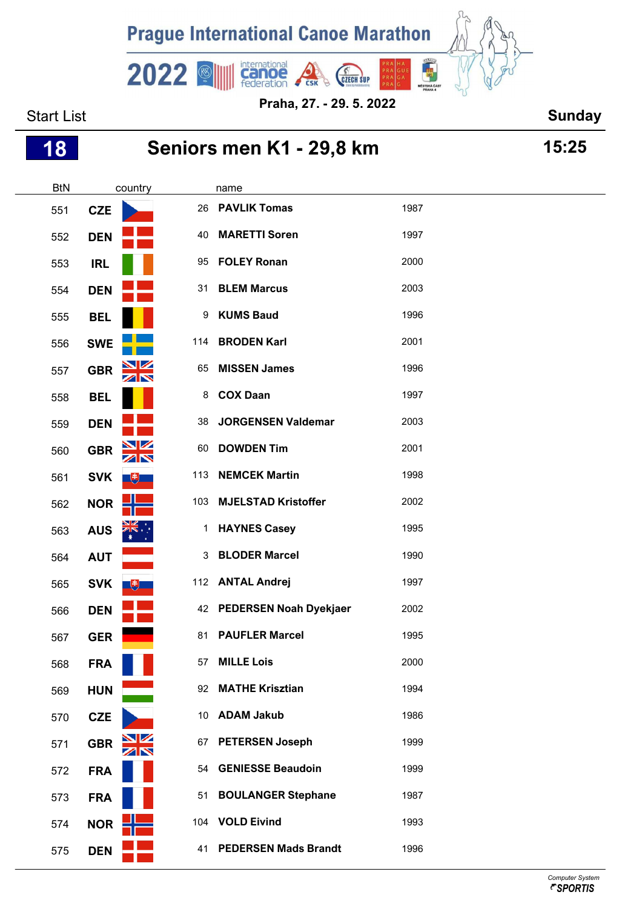# Prague International Canoe Marathon

**2022**

**Praha, 27. - 29. 5. 2022**

Start List | **Sunday**

## 18 Seniors men K1 - 29,8 km **15:25**

| BtN | country | | name | |
|---|---|---|---|---|
| 551 | **CZE** | 26 | **PAVLIK Tomas** | 1987 |
| 552 | **DEN** | 40 | **MARETTI Soren** | 1997 |
| 553 | **IRL** | 95 | **FOLEY Ronan** | 2000 |
| 554 | **DEN** | 31 | **BLEM Marcus** | 2003 |
| 555 | **BEL** | 9 | **KUMS Baud** | 1996 |
| 556 | **SWE** | 114 | **BRODEN Karl** | 2001 |
| 557 | **GBR** | 65 | **MISSEN James** | 1996 |
| 558 | **BEL** | 8 | **COX Daan** | 1997 |
| 559 | **DEN** | 38 | **JORGENSEN Valdemar** | 2003 |
| 560 | **GBR** | 60 | **DOWDEN Tim** | 2001 |
| 561 | **SVK** | 113 | **NEMCEK Martin** | 1998 |
| 562 | **NOR** | 103 | **MJELSTAD Kristoffer** | 2002 |
| 563 | **AUS** | 1 | **HAYNES Casey** | 1995 |
| 564 | **AUT** | 3 | **BLODER Marcel** | 1990 |
| 565 | **SVK** | 112 | **ANTAL Andrej** | 1997 |
| 566 | **DEN** | 42 | **PEDERSEN Noah Dyekjaer** | 2002 |
| 567 | **GER** | 81 | **PAUFLER Marcel** | 1995 |
| 568 | **FRA** | 57 | **MILLE Lois** | 2000 |
| 569 | **HUN** | 92 | **MATHE Krisztian** | 1994 |
| 570 | **CZE** | 10 | **ADAM Jakub** | 1986 |
| 571 | **GBR** | 67 | **PETERSEN Joseph** | 1999 |
| 572 | **FRA** | 54 | **GENIESSE Beaudoin** | 1999 |
| 573 | **FRA** | 51 | **BOULANGER Stephane** | 1987 |
| 574 | **NOR** | 104 | **VOLD Eivind** | 1993 |
| 575 | **DEN** | 41 | **PEDERSEN Mads Brandt** | 1996 |

Computer System SPORTIS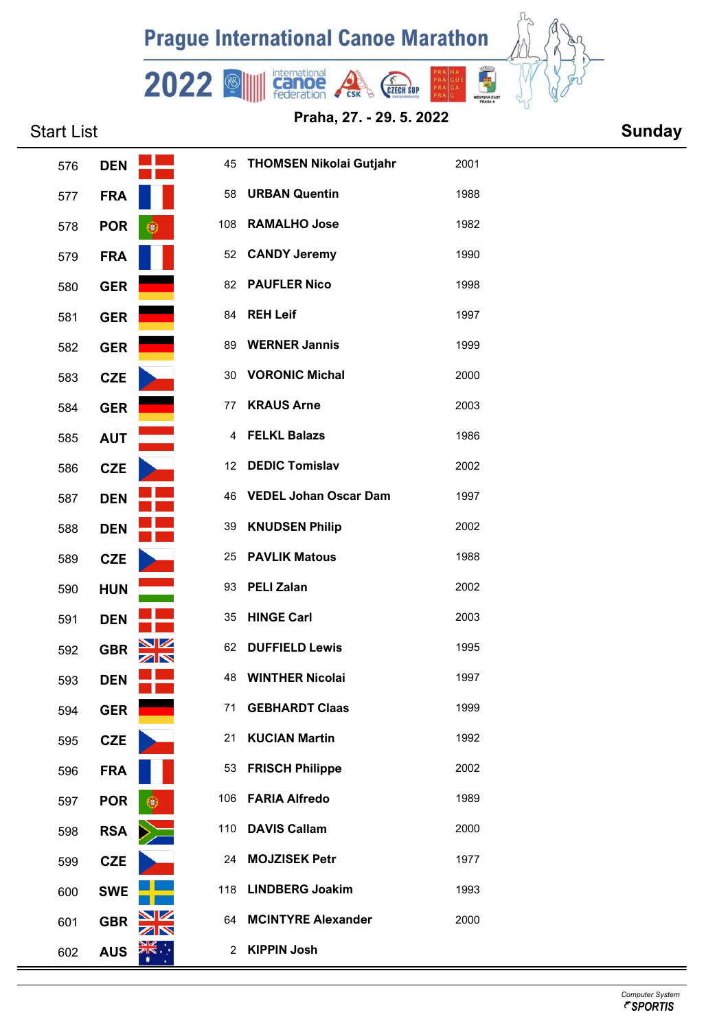# Prague International Canoe Marathon 2022

Praha, 27. - 29. 5. 2022

Start List

Sunday

| | | | | |
|---|---|---|---|---|
| 576 | DEN | 45 | **THOMSEN Nikolai Gutjahr** | 2001 |
| 577 | FRA | 58 | **URBAN Quentin** | 1988 |
| 578 | POR | 108 | **RAMALHO Jose** | 1982 |
| 579 | FRA | 52 | **CANDY Jeremy** | 1990 |
| 580 | GER | 82 | **PAUFLER Nico** | 1998 |
| 581 | GER | 84 | **REH Leif** | 1997 |
| 582 | GER | 89 | **WERNER Jannis** | 1999 |
| 583 | CZE | 30 | **VORONIC Michal** | 2000 |
| 584 | GER | 77 | **KRAUS Arne** | 2003 |
| 585 | AUT | 4 | **FELKL Balazs** | 1986 |
| 586 | CZE | 12 | **DEDIC Tomislav** | 2002 |
| 587 | DEN | 46 | **VEDEL Johan Oscar Dam** | 1997 |
| 588 | DEN | 39 | **KNUDSEN Philip** | 2002 |
| 589 | CZE | 25 | **PAVLIK Matous** | 1988 |
| 590 | HUN | 93 | **PELI Zalan** | 2002 |
| 591 | DEN | 35 | **HINGE Carl** | 2003 |
| 592 | GBR | 62 | **DUFFIELD Lewis** | 1995 |
| 593 | DEN | 48 | **WINTHER Nicolai** | 1997 |
| 594 | GER | 71 | **GEBHARDT Claas** | 1999 |
| 595 | CZE | 21 | **KUCIAN Martin** | 1992 |
| 596 | FRA | 53 | **FRISCH Philippe** | 2002 |
| 597 | POR | 106 | **FARIA Alfredo** | 1989 |
| 598 | RSA | 110 | **DAVIS Callam** | 2000 |
| 599 | CZE | 24 | **MOJZISEK Petr** | 1977 |
| 600 | SWE | 118 | **LINDBERG Joakim** | 1993 |
| 601 | GBR | 64 | **MCINTYRE Alexander** | 2000 |
| 602 | AUS | 2 | **KIPPIN Josh** | |

Computer System SPORTIS